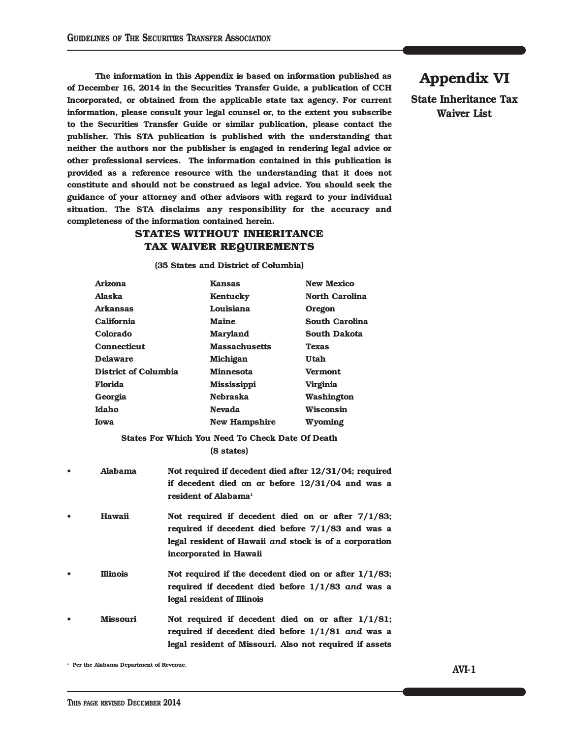# Appendix VI

## State Inheritance Tax Waiver List

**The information in this Appendix is based on information published as of December 16, 2014 in the Securities Transfer Guide, a publication of CCH Incorporated, or obtained from the applicable state tax agency. For current information, please consult your legal counsel or, to the extent you subscribe to the Securities Transfer Guide or similar publication, please contact the publisher. This STA publication is published with the understanding that neither the authors nor the publisher is engaged in rendering legal advice or other professional services. The information contained in this publication is provided as a reference resource with the understanding that it does not constitute and should not be construed as legal advice. You should seek the guidance of your attorney and other advisors with regard to your individual situation. The STA disclaims any responsibility for the accuracy and completeness of the information contained herein.**

### STATES WITHOUT INHERITANCE TAX WAIVER REQUIREMENTS

**(35 States and District of Columbia)**

| | | |
|---|---|---|
| Arizona | Kansas | New Mexico |
| Alaska | Kentucky | North Carolina |
| Arkansas | Louisiana | Oregon |
| California | Maine | South Carolina |
| Colorado | Maryland | South Dakota |
| Connecticut | Massachusetts | Texas |
| Delaware | Michigan | Utah |
| District of Columbia | Minnesota | Vermont |
| Florida | Mississippi | Virginia |
| Georgia | Nebraska | Washington |
| Idaho | Nevada | Wisconsin |
| Iowa | New Hampshire | Wyoming |

### States For Which You Need To Check Date Of Death

**(8 states)**

- **Alabama** — Not required if decedent died after 12/31/04; required if decedent died on or before 12/31/04 and was a resident of Alabama[1]
- **Hawaii** — Not required if decedent died on or after 7/1/83; required if decedent died before 7/1/83 and was a legal resident of Hawaii *and* stock is of a corporation incorporated in Hawaii
- **Illinois** — Not required if the decedent died on or after 1/1/83; required if decedent died before 1/1/83 *and* was a legal resident of Illinois
- **Missouri** — Not required if decedent died on or after 1/1/81; required if decedent died before 1/1/81 *and* was a legal resident of Missouri. Also not required if assets

[1] Per the Alabama Department of Revenue.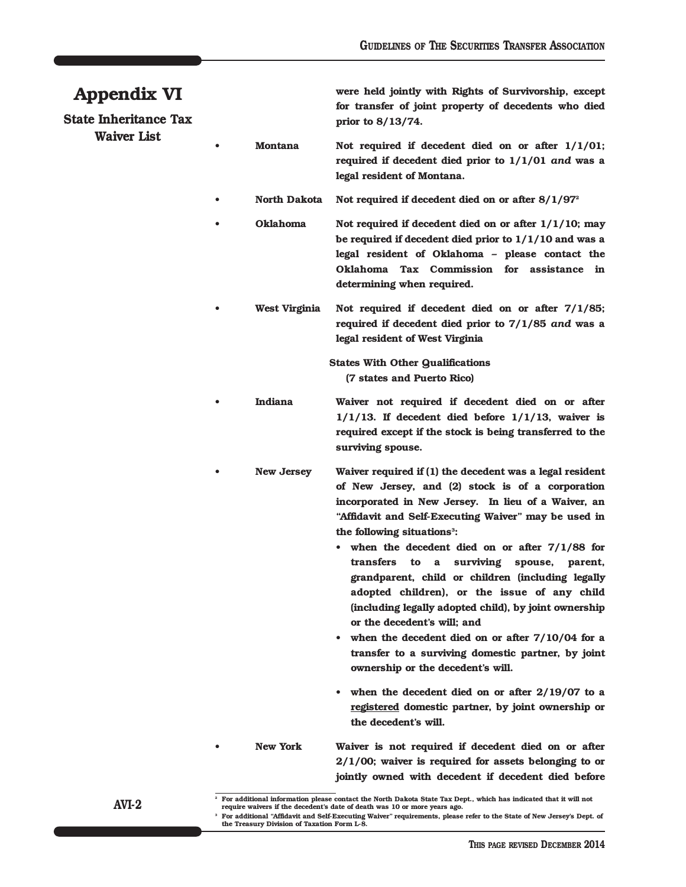# Appendix VI

## State Inheritance Tax Waiver List

were held jointly with Rights of Survivorship, except for transfer of joint property of decedents who died prior to 8/13/74.

- **Montana** — Not required if decedent died on or after 1/1/01; required if decedent died prior to 1/1/01 *and* was a legal resident of Montana.
- **North Dakota** — Not required if decedent died on or after 8/1/97[2]
- **Oklahoma** — Not required if decedent died on or after 1/1/10; may be required if decedent died prior to 1/1/10 and was a legal resident of Oklahoma – please contact the Oklahoma Tax Commission for assistance in determining when required.
- **West Virginia** — Not required if decedent died on or after 7/1/85; required if decedent died prior to 7/1/85 *and* was a legal resident of West Virginia

**States With Other Qualifications (7 states and Puerto Rico)**

- **Indiana** — Waiver not required if decedent died on or after 1/1/13. If decedent died before 1/1/13, waiver is required except if the stock is being transferred to the surviving spouse.
- **New Jersey** — Waiver required if (1) the decedent was a legal resident of New Jersey, and (2) stock is of a corporation incorporated in New Jersey. In lieu of a Waiver, an "Affidavit and Self-Executing Waiver" may be used in the following situations[3]:
  - when the decedent died on or after 7/1/88 for transfers to a surviving spouse, parent, grandparent, child or children (including legally adopted children), or the issue of any child (including legally adopted child), by joint ownership or the decedent's will; and
  - when the decedent died on or after 7/10/04 for a transfer to a surviving domestic partner, by joint ownership or the decedent's will.
  - when the decedent died on or after 2/19/07 to a <u>registered</u> domestic partner, by joint ownership or the decedent's will.
- **New York** — Waiver is not required if decedent died on or after 2/1/00; waiver is required for assets belonging to or jointly owned with decedent if decedent died before

[2] For additional information please contact the North Dakota State Tax Dept., which has indicated that it will not require waivers if the decedent's date of death was 10 or more years ago.

[3] For additional "Affidavit and Self-Executing Waiver" requirements, please refer to the State of New Jersey's Dept. of the Treasury Division of Taxation Form L-8.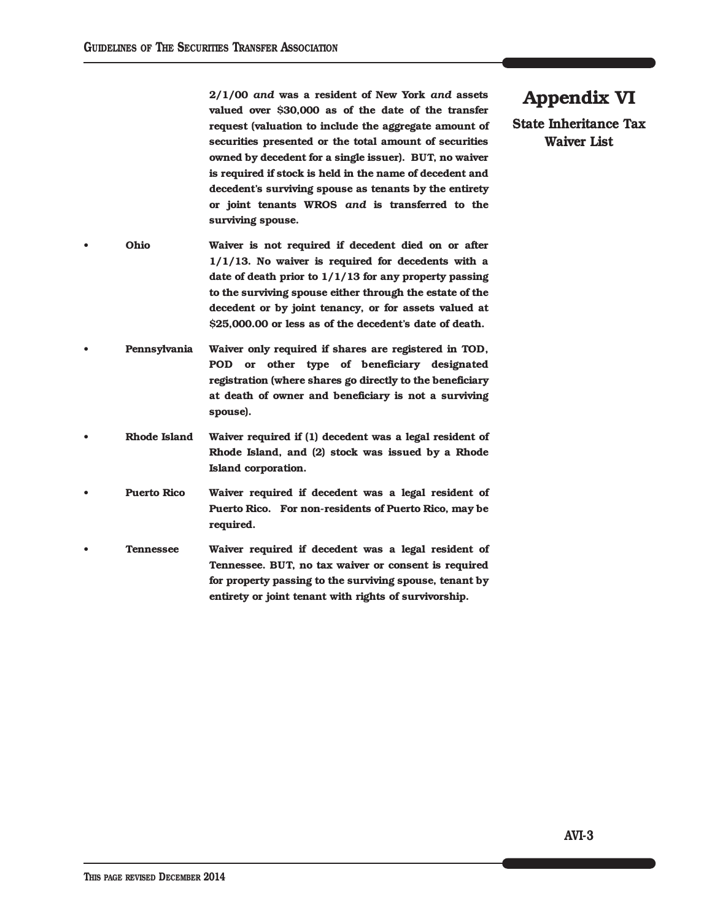# Appendix VI

## State Inheritance Tax Waiver List

**2/1/00 *and* was a resident of New York *and* assets valued over $30,000 as of the date of the transfer request (valuation to include the aggregate amount of securities presented or the total amount of securities owned by decedent for a single issuer). BUT, no waiver is required if stock is held in the name of decedent and decedent's surviving spouse as tenants by the entirety or joint tenants WROS *and* is transferred to the surviving spouse.**

- **Ohio** — **Waiver is not required if decedent died on or after 1/1/13. No waiver is required for decedents with a date of death prior to 1/1/13 for any property passing to the surviving spouse either through the estate of the decedent or by joint tenancy, or for assets valued at $25,000.00 or less as of the decedent's date of death.**

- **Pennsylvania** — **Waiver only required if shares are registered in TOD, POD or other type of beneficiary designated registration (where shares go directly to the beneficiary at death of owner and beneficiary is not a surviving spouse).**

- **Rhode Island** — **Waiver required if (1) decedent was a legal resident of Rhode Island, and (2) stock was issued by a Rhode Island corporation.**

- **Puerto Rico** — **Waiver required if decedent was a legal resident of Puerto Rico. For non-residents of Puerto Rico, may be required.**

- **Tennessee** — **Waiver required if decedent was a legal resident of Tennessee. BUT, no tax waiver or consent is required for property passing to the surviving spouse, tenant by entirety or joint tenant with rights of survivorship.**